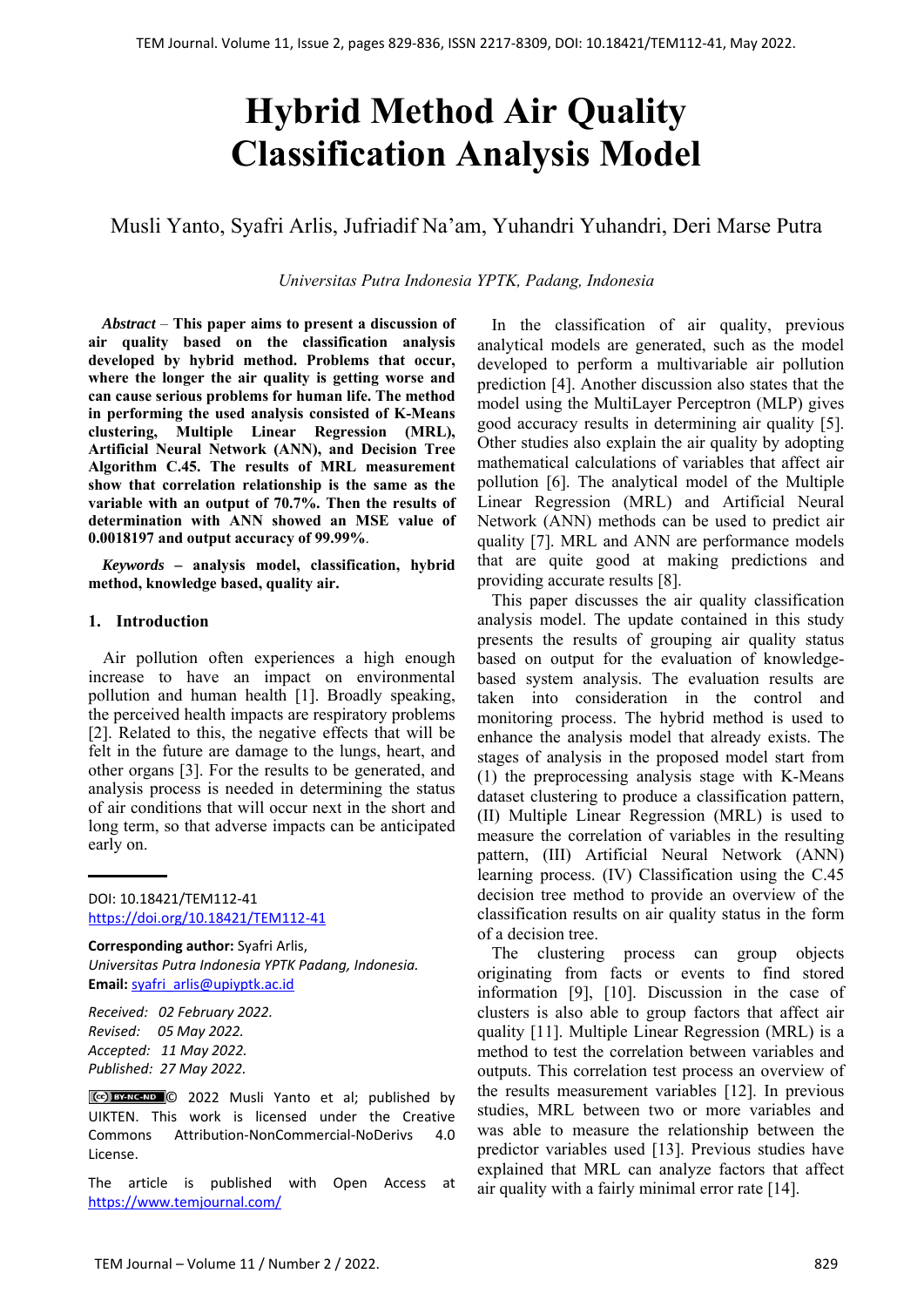# Hybrid Method Air Quality Classification Analysis Model

Musli Yanto, Syafri Arlis, Jufriadif Na'am, Yuhandri Yuhandri, Deri Marse Putra

*Universitas Putra Indonesia YPTK, Padang, Indonesia*

***Abstract*** – **This paper aims to present a discussion of air quality based on the classification analysis developed by hybrid method. Problems that occur, where the longer the air quality is getting worse and can cause serious problems for human life. The method in performing the used analysis consisted of K-Means clustering, Multiple Linear Regression (MRL), Artificial Neural Network (ANN), and Decision Tree Algorithm C.45. The results of MRL measurement show that correlation relationship is the same as the variable with an output of 70.7%. Then the results of determination with ANN showed an MSE value of 0.0018197 and output accuracy of 99.99%**.

***Keywords*** **– analysis model, classification, hybrid method, knowledge based, quality air.**

## 1. Introduction

Air pollution often experiences a high enough increase to have an impact on environmental pollution and human health [1]. Broadly speaking, the perceived health impacts are respiratory problems [2]. Related to this, the negative effects that will be felt in the future are damage to the lungs, heart, and other organs [3]. For the results to be generated, and analysis process is needed in determining the status of air conditions that will occur next in the short and long term, so that adverse impacts can be anticipated early on.

DOI: 10.18421/TEM112-41
https://doi.org/10.18421/TEM112-41

**Corresponding author:** Syafri Arlis,
*Universitas Putra Indonesia YPTK Padang, Indonesia.*
**Email:** syafri_arlis@upiyptk.ac.id

*Received: 02 February 2022.*
*Revised: 05 May 2022.*
*Accepted: 11 May 2022.*
*Published: 27 May 2022.*

© 2022 Musli Yanto et al; published by UIKTEN. This work is licensed under the Creative Commons Attribution-NonCommercial-NoDerivs 4.0 License.

The article is published with Open Access at https://www.temjournal.com/

In the classification of air quality, previous analytical models are generated, such as the model developed to perform a multivariable air pollution prediction [4]. Another discussion also states that the model using the MultiLayer Perceptron (MLP) gives good accuracy results in determining air quality [5]. Other studies also explain the air quality by adopting mathematical calculations of variables that affect air pollution [6]. The analytical model of the Multiple Linear Regression (MRL) and Artificial Neural Network (ANN) methods can be used to predict air quality [7]. MRL and ANN are performance models that are quite good at making predictions and providing accurate results [8].

This paper discusses the air quality classification analysis model. The update contained in this study presents the results of grouping air quality status based on output for the evaluation of knowledge-based system analysis. The evaluation results are taken into consideration in the control and monitoring process. The hybrid method is used to enhance the analysis model that already exists. The stages of analysis in the proposed model start from (1) the preprocessing analysis stage with K-Means dataset clustering to produce a classification pattern, (II) Multiple Linear Regression (MRL) is used to measure the correlation of variables in the resulting pattern, (III) Artificial Neural Network (ANN) learning process. (IV) Classification using the C.45 decision tree method to provide an overview of the classification results on air quality status in the form of a decision tree.

The clustering process can group objects originating from facts or events to find stored information [9], [10]. Discussion in the case of clusters is also able to group factors that affect air quality [11]. Multiple Linear Regression (MRL) is a method to test the correlation between variables and outputs. This correlation test process an overview of the results measurement variables [12]. In previous studies, MRL between two or more variables and was able to measure the relationship between the predictor variables used [13]. Previous studies have explained that MRL can analyze factors that affect air quality with a fairly minimal error rate [14].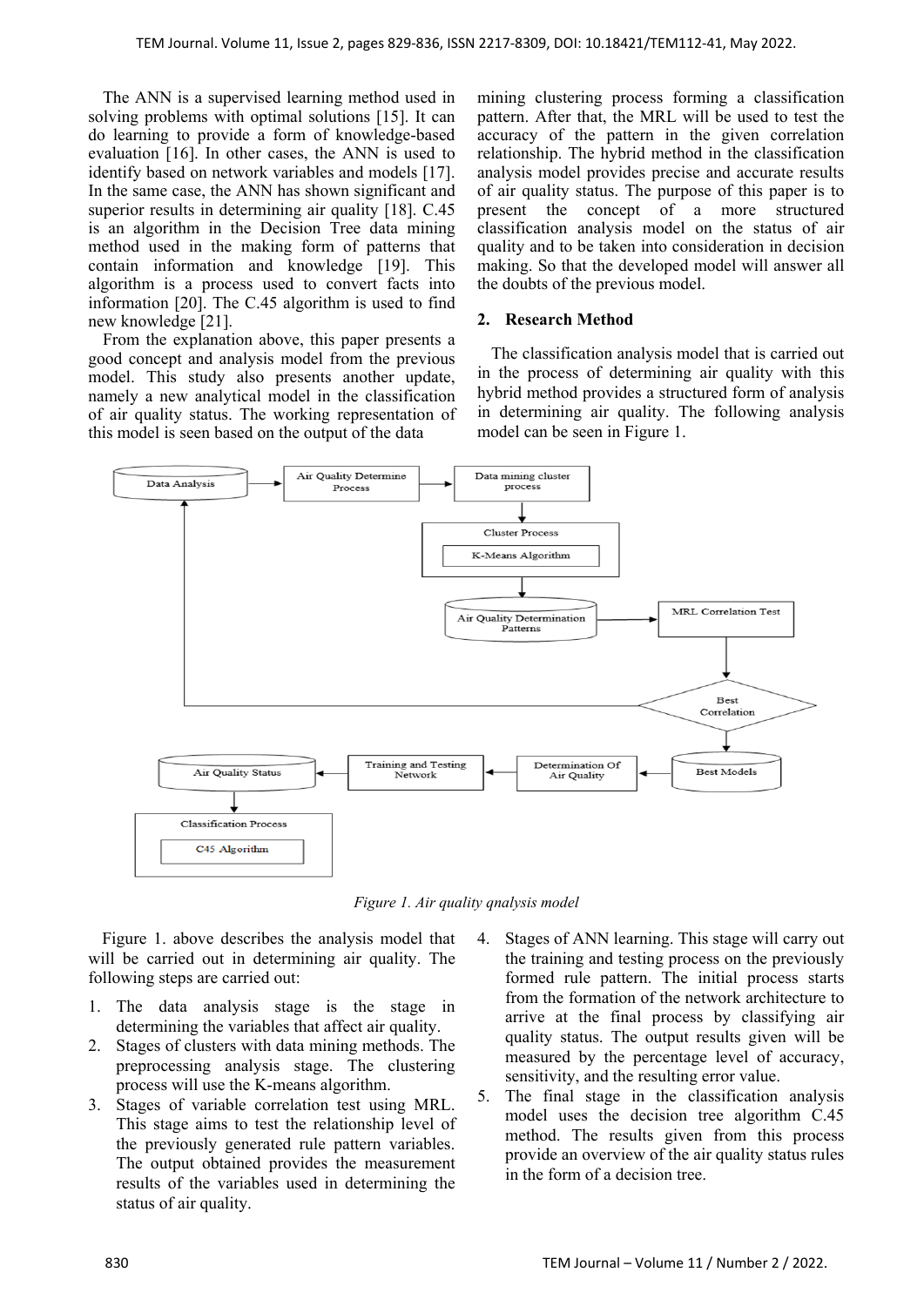The ANN is a supervised learning method used in solving problems with optimal solutions [15]. It can do learning to provide a form of knowledge-based evaluation [16]. In other cases, the ANN is used to identify based on network variables and models [17]. In the same case, the ANN has shown significant and superior results in determining air quality [18]. C.45 is an algorithm in the Decision Tree data mining method used in the making form of patterns that contain information and knowledge [19]. This algorithm is a process used to convert facts into information [20]. The C.45 algorithm is used to find new knowledge [21].

From the explanation above, this paper presents a good concept and analysis model from the previous model. This study also presents another update, namely a new analytical model in the classification of air quality status. The working representation of this model is seen based on the output of the data mining clustering process forming a classification pattern. After that, the MRL will be used to test the accuracy of the pattern in the given correlation relationship. The hybrid method in the classification analysis model provides precise and accurate results of air quality status. The purpose of this paper is to present the concept of a more structured classification analysis model on the status of air quality and to be taken into consideration in decision making. So that the developed model will answer all the doubts of the previous model.

## 2. Research Method

The classification analysis model that is carried out in the process of determining air quality with this hybrid method provides a structured form of analysis in determining air quality. The following analysis model can be seen in Figure 1.

*Figure 1. Air quality qnalysis model*

Figure 1. above describes the analysis model that will be carried out in determining air quality. The following steps are carried out:

1. The data analysis stage is the stage in determining the variables that affect air quality.
2. Stages of clusters with data mining methods. The preprocessing analysis stage. The clustering process will use the K-means algorithm.
3. Stages of variable correlation test using MRL. This stage aims to test the relationship level of the previously generated rule pattern variables. The output obtained provides the measurement results of the variables used in determining the status of air quality.
4. Stages of ANN learning. This stage will carry out the training and testing process on the previously formed rule pattern. The initial process starts from the formation of the network architecture to arrive at the final process by classifying air quality status. The output results given will be measured by the percentage level of accuracy, sensitivity, and the resulting error value.
5. The final stage in the classification analysis model uses the decision tree algorithm C.45 method. The results given from this process provide an overview of the air quality status rules in the form of a decision tree.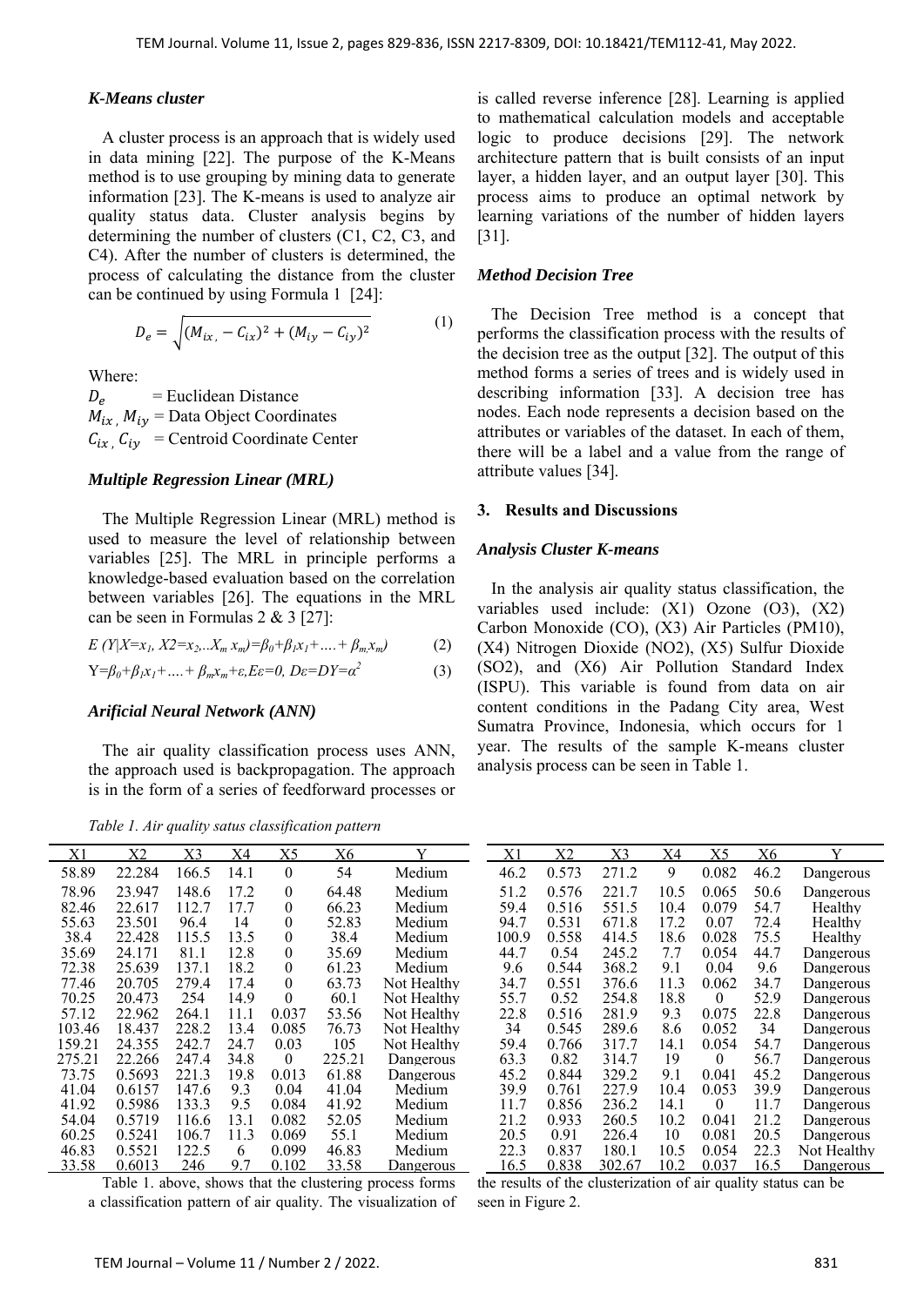### K-Means cluster

A cluster process is an approach that is widely used in data mining [22]. The purpose of the K-Means method is to use grouping by mining data to generate information [23]. The K-means is used to analyze air quality status data. Cluster analysis begins by determining the number of clusters (C1, C2, C3, and C4). After the number of clusters is determined, the process of calculating the distance from the cluster can be continued by using Formula 1 [24]:

$$D_e = \sqrt{(M_{ix} - C_{ix})^2 + (M_{iy} - C_{iy})^2} \tag{1}$$

Where:

$D_e$ = Euclidean Distance
$M_{ix}, M_{iy}$ = Data Object Coordinates
$C_{ix}, C_{iy}$ = Centroid Coordinate Center

### Multiple Regression Linear (MRL)

The Multiple Regression Linear (MRL) method is used to measure the level of relationship between variables [25]. The MRL in principle performs a knowledge-based evaluation based on the correlation between variables [26]. The equations in the MRL can be seen in Formulas 2 & 3 [27]:

$$E(Y|X=x_1, X2=x_2,...X_m\, x_m)=\beta_0+\beta_1 x_1+....+\beta_m x_m) \tag{2}$$

$$Y=\beta_0+\beta_1 x_1+....+\beta_m x_m+\varepsilon, E\varepsilon=0, D\varepsilon=DY=\alpha^2 \tag{3}$$

### Arificial Neural Network (ANN)

The air quality classification process uses ANN, the approach used is backpropagation. The approach is in the form of a series of feedforward processes or is called reverse inference [28]. Learning is applied to mathematical calculation models and acceptable logic to produce decisions [29]. The network architecture pattern that is built consists of an input layer, a hidden layer, and an output layer [30]. This process aims to produce an optimal network by learning variations of the number of hidden layers [31].

### Method Decision Tree

The Decision Tree method is a concept that performs the classification process with the results of the decision tree as the output [32]. The output of this method forms a series of trees and is widely used in describing information [33]. A decision tree has nodes. Each node represents a decision based on the attributes or variables of the dataset. In each of them, there will be a label and a value from the range of attribute values [34].

## 3. Results and Discussions

### Analysis Cluster K-means

In the analysis air quality status classification, the variables used include: (X1) Ozone ($O_3$), (X2) Carbon Monoxide (CO), (X3) Air Particles (PM10), (X4) Nitrogen Dioxide ($NO_2$), (X5) Sulfur Dioxide ($SO_2$), and (X6) Air Pollution Standard Index (ISPU). This variable is found from data on air content conditions in the Padang City area, West Sumatra Province, Indonesia, which occurs for 1 year. The results of the sample K-means cluster analysis process can be seen in Table 1.

*Table 1. Air quality satus classification pattern*

| X1 | X2 | X3 | X4 | X5 | X6 | Y | X1 | X2 | X3 | X4 | X5 | X6 | Y |
|---|---|---|---|---|---|---|---|---|---|---|---|---|---|
| 58.89 | 22.284 | 166.5 | 14.1 | 0 | 54 | Medium | 46.2 | 0.573 | 271.2 | 9 | 0.082 | 46.2 | Dangerous |
| 78.96 | 23.947 | 148.6 | 17.2 | 0 | 64.48 | Medium | 51.2 | 0.576 | 221.7 | 10.5 | 0.065 | 50.6 | Dangerous |
| 82.46 | 22.617 | 112.7 | 17.7 | 0 | 66.23 | Medium | 59.4 | 0.516 | 551.5 | 10.4 | 0.079 | 54.7 | Healthy |
| 55.63 | 23.501 | 96.4 | 14 | 0 | 52.83 | Medium | 94.7 | 0.531 | 671.8 | 17.2 | 0.07 | 72.4 | Healthy |
| 38.4 | 22.428 | 115.5 | 13.5 | 0 | 38.4 | Medium | 100.9 | 0.558 | 414.5 | 18.6 | 0.028 | 75.5 | Healthy |
| 35.69 | 24.171 | 81.1 | 12.8 | 0 | 35.69 | Medium | 44.7 | 0.54 | 245.2 | 7.7 | 0.054 | 44.7 | Dangerous |
| 72.38 | 25.639 | 137.1 | 18.2 | 0 | 61.23 | Medium | 9.6 | 0.544 | 368.2 | 9.1 | 0.04 | 9.6 | Dangerous |
| 77.46 | 20.705 | 279.4 | 17.4 | 0 | 63.73 | Not Healthy | 34.7 | 0.551 | 376.6 | 11.3 | 0.062 | 34.7 | Dangerous |
| 70.25 | 20.473 | 254 | 14.9 | 0 | 60.1 | Not Healthy | 55.7 | 0.52 | 254.8 | 18.8 | 0 | 52.9 | Dangerous |
| 57.12 | 22.962 | 264.1 | 11.1 | 0.037 | 53.56 | Not Healthy | 22.8 | 0.516 | 281.9 | 9.3 | 0.075 | 22.8 | Dangerous |
| 103.46 | 18.437 | 228.2 | 13.4 | 0.085 | 76.73 | Not Healthy | 34 | 0.545 | 289.6 | 8.6 | 0.052 | 34 | Dangerous |
| 159.21 | 24.355 | 242.7 | 24.7 | 0.03 | 105 | Not Healthy | 59.4 | 0.766 | 317.7 | 14.1 | 0.054 | 54.7 | Dangerous |
| 275.21 | 22.266 | 247.4 | 34.8 | 0 | 225.21 | Dangerous | 63.3 | 0.82 | 314.7 | 19 | 0 | 56.7 | Dangerous |
| 73.75 | 0.5693 | 221.3 | 19.8 | 0.013 | 61.88 | Dangerous | 45.2 | 0.844 | 329.2 | 9.1 | 0.041 | 45.2 | Dangerous |
| 41.04 | 0.6157 | 147.6 | 9.3 | 0.04 | 41.04 | Medium | 39.9 | 0.761 | 227.9 | 10.4 | 0.053 | 39.9 | Dangerous |
| 41.92 | 0.5986 | 133.3 | 9.5 | 0.084 | 41.92 | Medium | 11.7 | 0.856 | 236.2 | 14.1 | 0 | 11.7 | Dangerous |
| 54.04 | 0.5719 | 116.6 | 13.1 | 0.082 | 52.05 | Medium | 21.2 | 0.933 | 260.5 | 10.2 | 0.041 | 21.2 | Dangerous |
| 60.25 | 0.5241 | 106.7 | 11.3 | 0.069 | 55.1 | Medium | 20.5 | 0.91 | 226.4 | 10 | 0.081 | 20.5 | Dangerous |
| 46.83 | 0.5521 | 122.5 | 6 | 0.099 | 46.83 | Medium | 22.3 | 0.837 | 180.1 | 10.5 | 0.054 | 22.3 | Not Healthy |
| 33.58 | 0.6013 | 246 | 9.7 | 0.102 | 33.58 | Dangerous | 16.5 | 0.838 | 302.67 | 10.2 | 0.037 | 16.5 | Dangerous |

Table 1. above, shows that the clustering process forms a classification pattern of air quality. The visualization of the results of the clusterization of air quality status can be seen in Figure 2.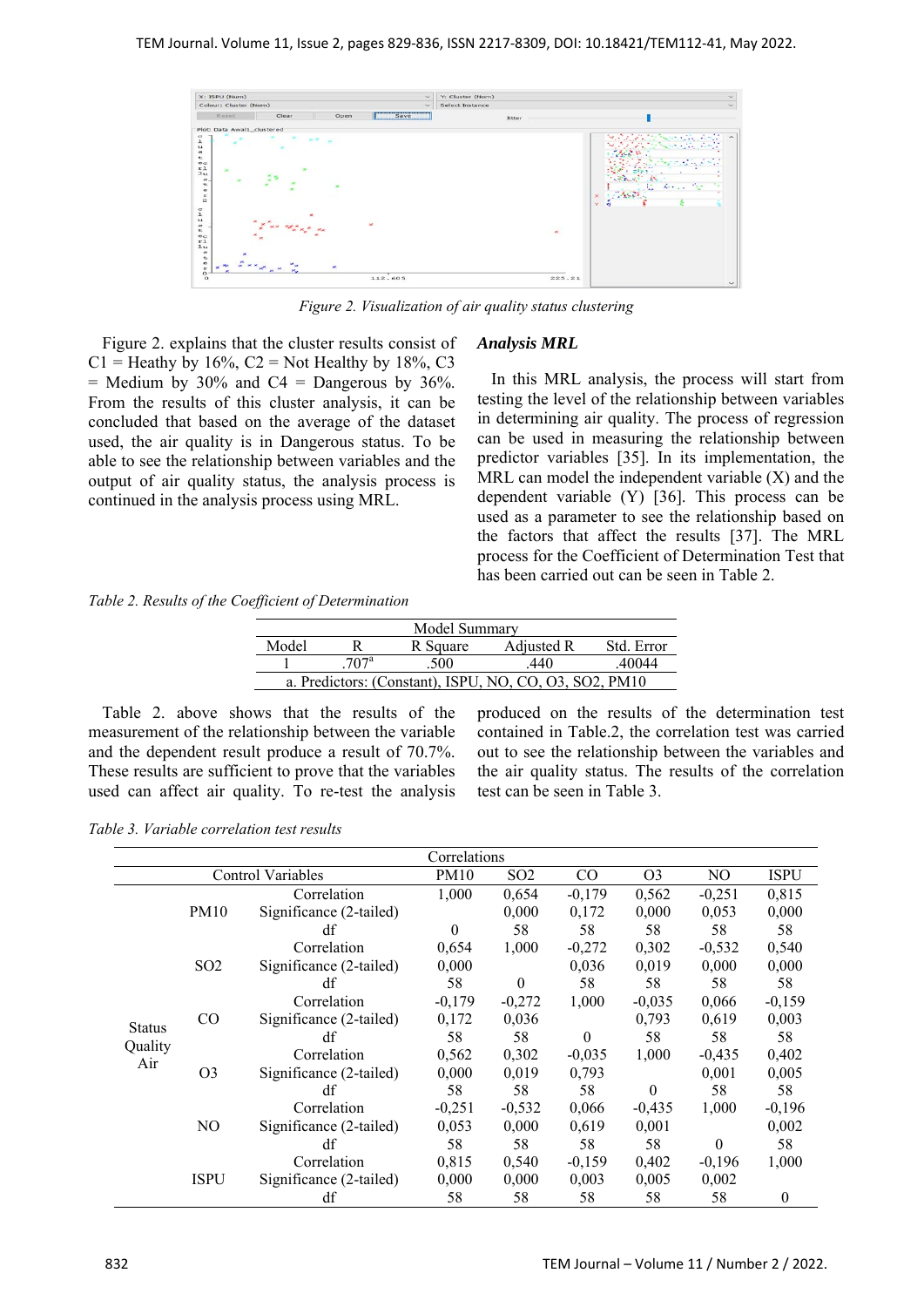*Figure 2. Visualization of air quality status clustering*

Figure 2. explains that the cluster results consist of C1 = Heathy by 16%, C2 = Not Healthy by 18%, C3 = Medium by 30% and C4 = Dangerous by 36%. From the results of this cluster analysis, it can be concluded that based on the average of the dataset used, the air quality is in Dangerous status. To be able to see the relationship between variables and the output of air quality status, the analysis process is continued in the analysis process using MRL.

### *Analysis MRL*

In this MRL analysis, the process will start from testing the level of the relationship between variables in determining air quality. The process of regression can be used in measuring the relationship between predictor variables [35]. In its implementation, the MRL can model the independent variable (X) and the dependent variable (Y) [36]. This process can be used as a parameter to see the relationship based on the factors that affect the results [37]. The MRL process for the Coefficient of Determination Test that has been carried out can be seen in Table 2.

*Table 2. Results of the Coefficient of Determination*

| Model Summary | | | | |
|---|---|---|---|---|
| Model | R | R Square | Adjusted R | Std. Error |
| 1 | .707[a] | .500 | .440 | .40044 |
| a. Predictors: (Constant), ISPU, NO, CO, O3, SO2, PM10 | | | | |

Table 2. above shows that the results of the measurement of the relationship between the variable and the dependent result produce a result of 70.7%. These results are sufficient to prove that the variables used can affect air quality. To re-test the analysis produced on the results of the determination test contained in Table.2, the correlation test was carried out to see the relationship between the variables and the air quality status. The results of the correlation test can be seen in Table 3.

*Table 3. Variable correlation test results*

| Correlations | | | | | | | | |
|---|---|---|---|---|---|---|---|---|
| Control Variables | | | PM10 | SO2 | CO | O3 | NO | ISPU |
| Status Quality Air | PM10 | Correlation | 1,000 | 0,654 | -0,179 | 0,562 | -0,251 | 0,815 |
| | | Significance (2-tailed) | | 0,000 | 0,172 | 0,000 | 0,053 | 0,000 |
| | | df | 0 | 58 | 58 | 58 | 58 | 58 |
| | SO2 | Correlation | 0,654 | 1,000 | -0,272 | 0,302 | -0,532 | 0,540 |
| | | Significance (2-tailed) | 0,000 | | 0,036 | 0,019 | 0,000 | 0,000 |
| | | df | 58 | 0 | 58 | 58 | 58 | 58 |
| | CO | Correlation | -0,179 | -0,272 | 1,000 | -0,035 | 0,066 | -0,159 |
| | | Significance (2-tailed) | 0,172 | 0,036 | | 0,793 | 0,619 | 0,003 |
| | | df | 58 | 58 | 0 | 58 | 58 | 58 |
| | O3 | Correlation | 0,562 | 0,302 | -0,035 | 1,000 | -0,435 | 0,402 |
| | | Significance (2-tailed) | 0,000 | 0,019 | 0,793 | | 0,001 | 0,005 |
| | | df | 58 | 58 | 58 | 0 | 58 | 58 |
| | NO | Correlation | -0,251 | -0,532 | 0,066 | -0,435 | 1,000 | -0,196 |
| | | Significance (2-tailed) | 0,053 | 0,000 | 0,619 | 0,001 | | 0,002 |
| | | df | 58 | 58 | 58 | 58 | 0 | 58 |
| | ISPU | Correlation | 0,815 | 0,540 | -0,159 | 0,402 | -0,196 | 1,000 |
| | | Significance (2-tailed) | 0,000 | 0,000 | 0,003 | 0,005 | 0,002 | |
| | | df | 58 | 58 | 58 | 58 | 58 | 0 |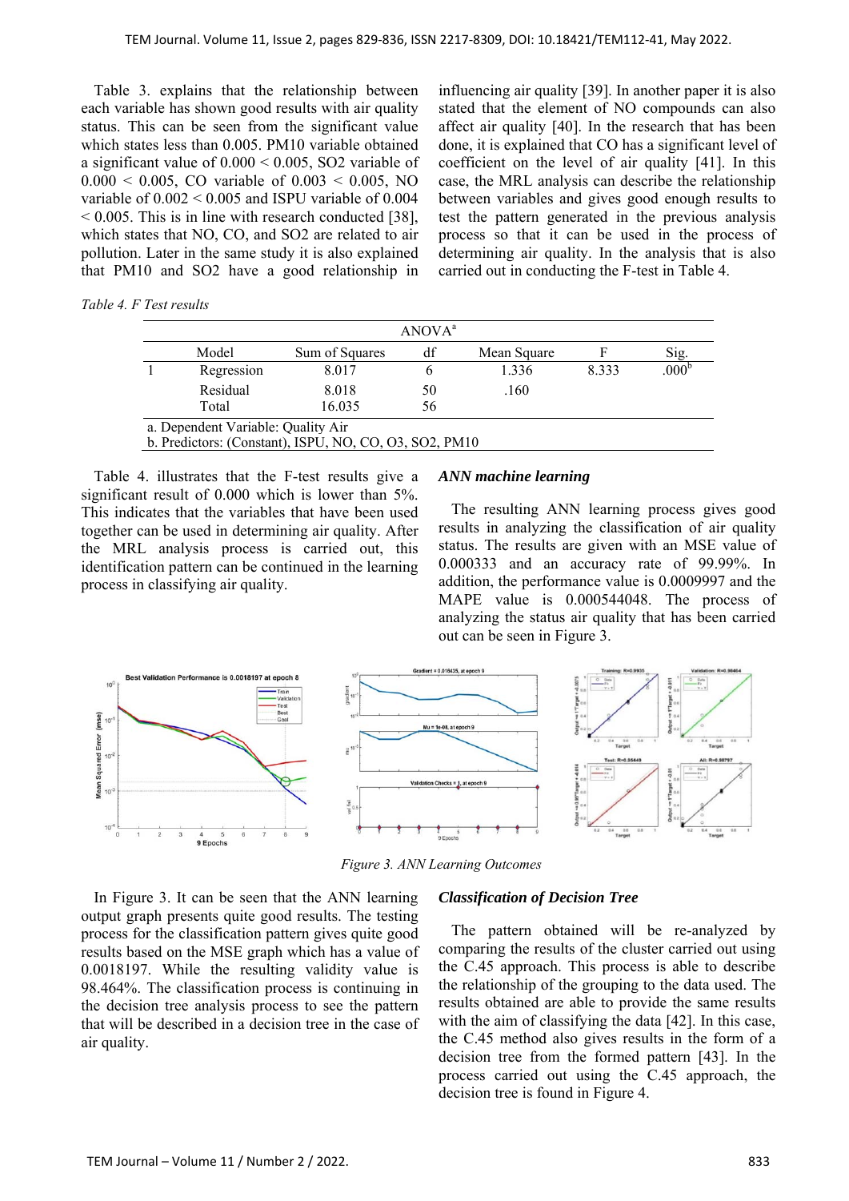Table 3. explains that the relationship between each variable has shown good results with air quality status. This can be seen from the significant value which states less than 0.005. PM10 variable obtained a significant value of 0.000 < 0.005, SO2 variable of 0.000 < 0.005, CO variable of 0.003 < 0.005, NO variable of 0.002 < 0.005 and ISPU variable of 0.004 < 0.005. This is in line with research conducted [38], which states that NO, CO, and SO2 are related to air pollution. Later in the same study it is also explained that PM10 and SO2 have a good relationship in influencing air quality [39]. In another paper it is also stated that the element of NO compounds can also affect air quality [40]. In the research that has been done, it is explained that CO has a significant level of coefficient on the level of air quality [41]. In this case, the MRL analysis can describe the relationship between variables and gives good enough results to test the pattern generated in the previous analysis process so that it can be used in the process of determining air quality. In the analysis that is also carried out in conducting the F-test in Table 4.

*Table 4. F Test results*

| ANOVA[a] | | | | | | |
|---|---|---|---|---|---|---|
| | Model | Sum of Squares | df | Mean Square | F | Sig. |
| 1 | Regression | 8.017 | 6 | 1.336 | 8.333 | .000[b] |
| | Residual | 8.018 | 50 | .160 | | |
| | Total | 16.035 | 56 | | | |

a. Dependent Variable: Quality Air
b. Predictors: (Constant), ISPU, NO, CO, O3, SO2, PM10

Table 4. illustrates that the F-test results give a significant result of 0.000 which is lower than 5%. This indicates that the variables that have been used together can be used in determining air quality. After the MRL analysis process is carried out, this identification pattern can be continued in the learning process in classifying air quality.

### *ANN machine learning*

The resulting ANN learning process gives good results in analyzing the classification of air quality status. The results are given with an MSE value of 0.000333 and an accuracy rate of 99.99%. In addition, the performance value is 0.0009997 and the MAPE value is 0.000544048. The process of analyzing the status air quality that has been carried out can be seen in Figure 3.

*Figure 3. ANN Learning Outcomes*

In Figure 3. It can be seen that the ANN learning output graph presents quite good results. The testing process for the classification pattern gives quite good results based on the MSE graph which has a value of 0.0018197. While the resulting validity value is 98.464%. The classification process is continuing in the decision tree analysis process to see the pattern that will be described in a decision tree in the case of air quality.

### *Classification of Decision Tree*

The pattern obtained will be re-analyzed by comparing the results of the cluster carried out using the C.45 approach. This process is able to describe the relationship of the grouping to the data used. The results obtained are able to provide the same results with the aim of classifying the data [42]. In this case, the C.45 method also gives results in the form of a decision tree from the formed pattern [43]. In the process carried out using the C.45 approach, the decision tree is found in Figure 4.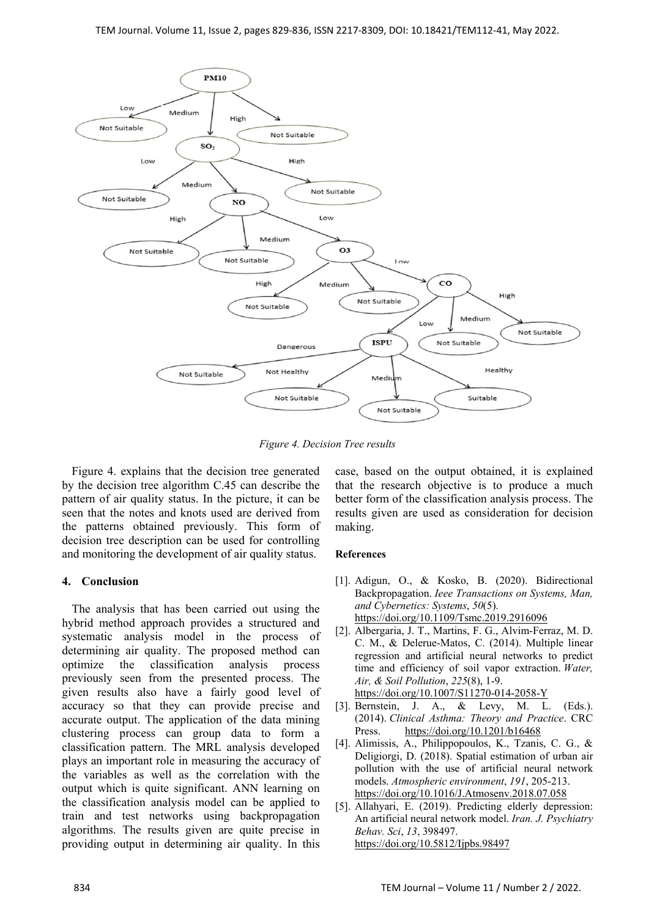*Figure 4. Decision Tree results*

Figure 4. explains that the decision tree generated by the decision tree algorithm C.45 can describe the pattern of air quality status. In the picture, it can be seen that the notes and knots used are derived from the patterns obtained previously. This form of decision tree description can be used for controlling and monitoring the development of air quality status.

## 4. Conclusion

The analysis that has been carried out using the hybrid method approach provides a structured and systematic analysis model in the process of determining air quality. The proposed method can optimize the classification analysis process previously seen from the presented process. The given results also have a fairly good level of accuracy so that they can provide precise and accurate output. The application of the data mining clustering process can group data to form a classification pattern. The MRL analysis developed plays an important role in measuring the accuracy of the variables as well as the correlation with the output which is quite significant. ANN learning on the classification analysis model can be applied to train and test networks using backpropagation algorithms. The results given are quite precise in providing output in determining air quality. In this case, based on the output obtained, it is explained that the research objective is to produce a much better form of the classification analysis process. The results given are used as consideration for decision making.

### References

[1]. Adigun, O., & Kosko, B. (2020). Bidirectional Backpropagation. *Ieee Transactions on Systems, Man, and Cybernetics: Systems*, *50*(5). https://doi.org/10.1109/Tsmc.2019.2916096

[2]. Albergaria, J. T., Martins, F. G., Alvim-Ferraz, M. D. C. M., & Delerue-Matos, C. (2014). Multiple linear regression and artificial neural networks to predict time and efficiency of soil vapor extraction. *Water, Air, & Soil Pollution*, *225*(8), 1-9. https://doi.org/10.1007/S11270-014-2058-Y

[3]. Bernstein, J. A., & Levy, M. L. (Eds.). (2014). *Clinical Asthma: Theory and Practice*. CRC Press. https://doi.org/10.1201/b16468

[4]. Alimissis, A., Philippopoulos, K., Tzanis, C. G., & Deligiorgi, D. (2018). Spatial estimation of urban air pollution with the use of artificial neural network models. *Atmospheric environment*, *191*, 205-213. https://doi.org/10.1016/J.Atmosenv.2018.07.058

[5]. Allahyari, E. (2019). Predicting elderly depression: An artificial neural network model. *Iran. J. Psychiatry Behav. Sci*, *13*, 398497. https://doi.org/10.5812/Ijpbs.98497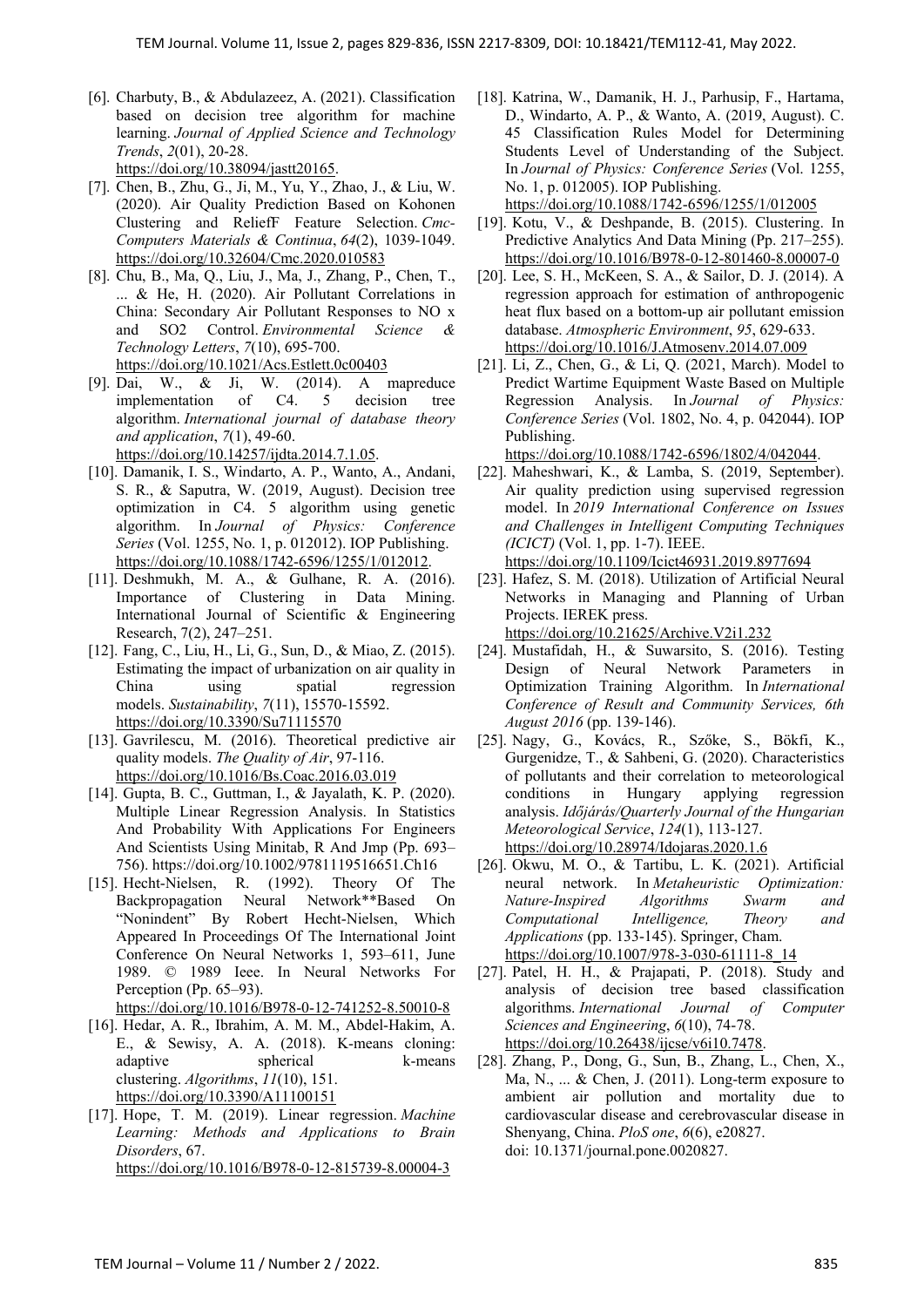[6]. Charbuty, B., & Abdulazeez, A. (2021). Classification based on decision tree algorithm for machine learning. *Journal of Applied Science and Technology Trends*, *2*(01), 20-28. https://doi.org/10.38094/jastt20165.

[7]. Chen, B., Zhu, G., Ji, M., Yu, Y., Zhao, J., & Liu, W. (2020). Air Quality Prediction Based on Kohonen Clustering and ReliefF Feature Selection. *Cmc-Computers Materials & Continua*, *64*(2), 1039-1049. https://doi.org/10.32604/Cmc.2020.010583

[8]. Chu, B., Ma, Q., Liu, J., Ma, J., Zhang, P., Chen, T., ... & He, H. (2020). Air Pollutant Correlations in China: Secondary Air Pollutant Responses to NO x and SO2 Control. *Environmental Science & Technology Letters*, *7*(10), 695-700. https://doi.org/10.1021/Acs.Estlett.0c00403

[9]. Dai, W., & Ji, W. (2014). A mapreduce implementation of C4. 5 decision tree algorithm. *International journal of database theory and application*, *7*(1), 49-60. https://doi.org/10.14257/ijdta.2014.7.1.05.

[10]. Damanik, I. S., Windarto, A. P., Wanto, A., Andani, S. R., & Saputra, W. (2019, August). Decision tree optimization in C4. 5 algorithm using genetic algorithm. In *Journal of Physics: Conference Series* (Vol. 1255, No. 1, p. 012012). IOP Publishing. https://doi.org/10.1088/1742-6596/1255/1/012012.

[11]. Deshmukh, M. A., & Gulhane, R. A. (2016). Importance of Clustering in Data Mining. International Journal of Scientific & Engineering Research, 7(2), 247–251.

[12]. Fang, C., Liu, H., Li, G., Sun, D., & Miao, Z. (2015). Estimating the impact of urbanization on air quality in China using spatial regression models. *Sustainability*, *7*(11), 15570-15592. https://doi.org/10.3390/Su71115570

[13]. Gavrilescu, M. (2016). Theoretical predictive air quality models. *The Quality of Air*, 97-116. https://doi.org/10.1016/Bs.Coac.2016.03.019

[14]. Gupta, B. C., Guttman, I., & Jayalath, K. P. (2020). Multiple Linear Regression Analysis. In Statistics And Probability With Applications For Engineers And Scientists Using Minitab, R And Jmp (Pp. 693–756). https://doi.org/10.1002/9781119516651.Ch16

[15]. Hecht-Nielsen, R. (1992). Theory Of The Backpropagation Neural Network**Based On "Nonindent" By Robert Hecht-Nielsen, Which Appeared In Proceedings Of The International Joint Conference On Neural Networks 1, 593–611, June 1989. © 1989 Ieee. In Neural Networks For Perception (Pp. 65–93). https://doi.org/10.1016/B978-0-12-741252-8.50010-8

[16]. Hedar, A. R., Ibrahim, A. M. M., Abdel-Hakim, A. E., & Sewisy, A. A. (2018). K-means cloning: adaptive spherical k-means clustering. *Algorithms*, *11*(10), 151. https://doi.org/10.3390/A11100151

[17]. Hope, T. M. (2019). Linear regression. *Machine Learning: Methods and Applications to Brain Disorders*, 67. https://doi.org/10.1016/B978-0-12-815739-8.00004-3

[18]. Katrina, W., Damanik, H. J., Parhusip, F., Hartama, D., Windarto, A. P., & Wanto, A. (2019, August). C. 45 Classification Rules Model for Determining Students Level of Understanding of the Subject. In *Journal of Physics: Conference Series* (Vol. 1255, No. 1, p. 012005). IOP Publishing. https://doi.org/10.1088/1742-6596/1255/1/012005

[19]. Kotu, V., & Deshpande, B. (2015). Clustering. In Predictive Analytics And Data Mining (Pp. 217–255). https://doi.org/10.1016/B978-0-12-801460-8.00007-0

[20]. Lee, S. H., McKeen, S. A., & Sailor, D. J. (2014). A regression approach for estimation of anthropogenic heat flux based on a bottom-up air pollutant emission database. *Atmospheric Environment*, *95*, 629-633. https://doi.org/10.1016/J.Atmosenv.2014.07.009

[21]. Li, Z., Chen, G., & Li, Q. (2021, March). Model to Predict Wartime Equipment Waste Based on Multiple Regression Analysis. In *Journal of Physics: Conference Series* (Vol. 1802, No. 4, p. 042044). IOP Publishing. https://doi.org/10.1088/1742-6596/1802/4/042044.

[22]. Maheshwari, K., & Lamba, S. (2019, September). Air quality prediction using supervised regression model. In *2019 International Conference on Issues and Challenges in Intelligent Computing Techniques (ICICT)* (Vol. 1, pp. 1-7). IEEE. https://doi.org/10.1109/Icict46931.2019.8977694

[23]. Hafez, S. M. (2018). Utilization of Artificial Neural Networks in Managing and Planning of Urban Projects. IEREK press. https://doi.org/10.21625/Archive.V2i1.232

[24]. Mustafidah, H., & Suwarsito, S. (2016). Testing Design of Neural Network Parameters in Optimization Training Algorithm. In *International Conference of Result and Community Services, 6th August 2016* (pp. 139-146).

[25]. Nagy, G., Kovács, R., Szőke, S., Bökfi, K., Gurgenidze, T., & Sahbeni, G. (2020). Characteristics of pollutants and their correlation to meteorological conditions in Hungary applying regression analysis. *Időjárás/Quarterly Journal of the Hungarian Meteorological Service*, *124*(1), 113-127. https://doi.org/10.28974/Idojaras.2020.1.6

[26]. Okwu, M. O., & Tartibu, L. K. (2021). Artificial neural network. In *Metaheuristic Optimization: Nature-Inspired Algorithms Swarm and Computational Intelligence, Theory and Applications* (pp. 133-145). Springer, Cham. https://doi.org/10.1007/978-3-030-61111-8_14

[27]. Patel, H. H., & Prajapati, P. (2018). Study and analysis of decision tree based classification algorithms. *International Journal of Computer Sciences and Engineering*, *6*(10), 74-78. https://doi.org/10.26438/ijcse/v6i10.7478.

[28]. Zhang, P., Dong, G., Sun, B., Zhang, L., Chen, X., Ma, N., ... & Chen, J. (2011). Long-term exposure to ambient air pollution and mortality due to cardiovascular disease and cerebrovascular disease in Shenyang, China. *PloS one*, *6*(6), e20827. doi: 10.1371/journal.pone.0020827.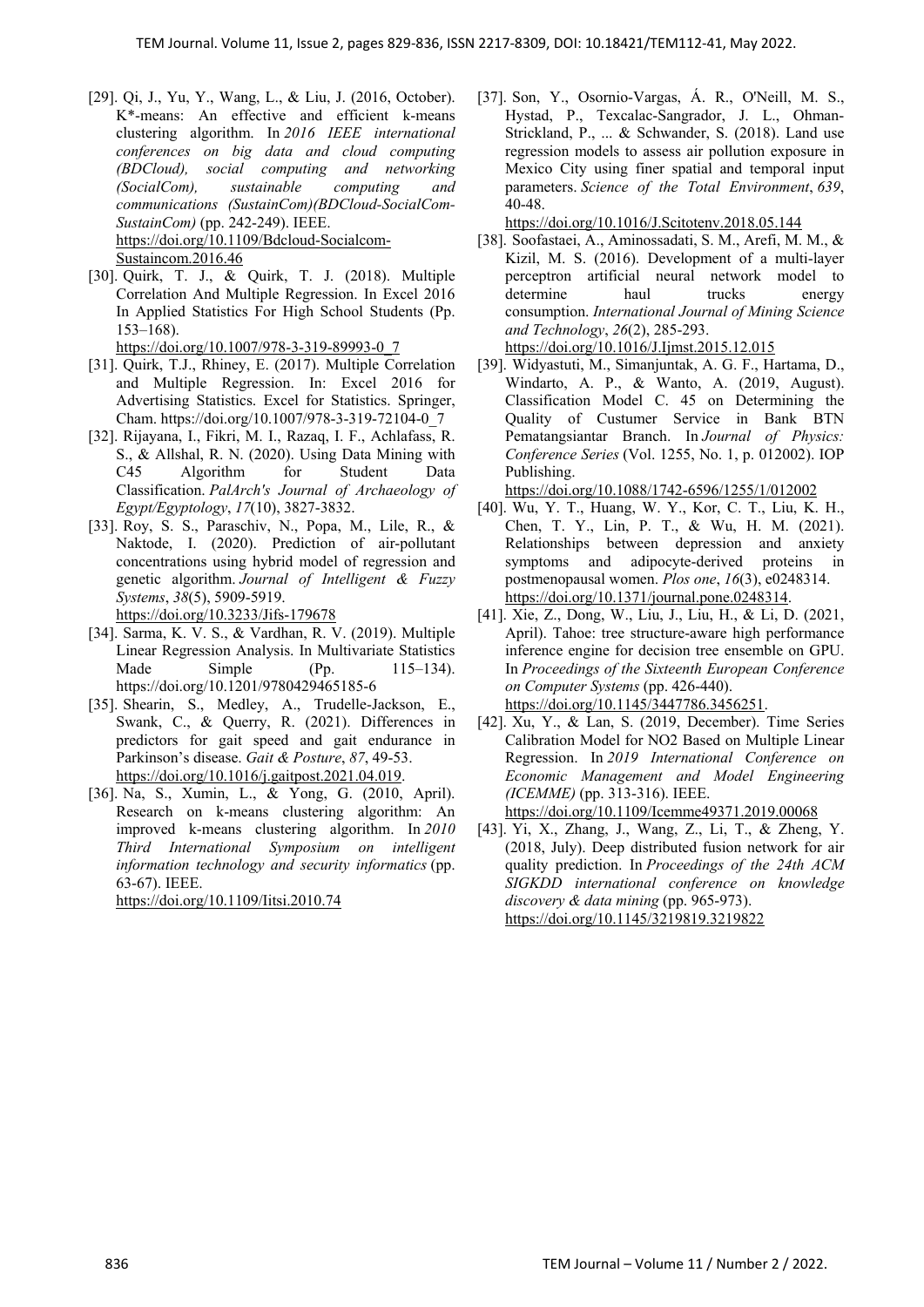[29]. Qi, J., Yu, Y., Wang, L., & Liu, J. (2016, October). K*-means: An effective and efficient k-means clustering algorithm. In *2016 IEEE international conferences on big data and cloud computing (BDCloud), social computing and networking (SocialCom), sustainable computing and communications (SustainCom)(BDCloud-SocialCom-SustainCom)* (pp. 242-249). IEEE. https://doi.org/10.1109/Bdcloud-Socialcom-Sustaincom.2016.46

[30]. Quirk, T. J., & Quirk, T. J. (2018). Multiple Correlation And Multiple Regression. In Excel 2016 In Applied Statistics For High School Students (Pp. 153–168). https://doi.org/10.1007/978-3-319-89993-0_7

[31]. Quirk, T.J., Rhiney, E. (2017). Multiple Correlation and Multiple Regression. In: Excel 2016 for Advertising Statistics. Excel for Statistics. Springer, Cham. https://doi.org/10.1007/978-3-319-72104-0_7

[32]. Rijayana, I., Fikri, M. I., Razaq, I. F., Achlafass, R. S., & Allshal, R. N. (2020). Using Data Mining with C45 Algorithm for Student Data Classification. *PalArch's Journal of Archaeology of Egypt/Egyptology*, *17*(10), 3827-3832.

[33]. Roy, S. S., Paraschiv, N., Popa, M., Lile, R., & Naktode, I. (2020). Prediction of air-pollutant concentrations using hybrid model of regression and genetic algorithm. *Journal of Intelligent & Fuzzy Systems*, *38*(5), 5909-5919. https://doi.org/10.3233/Jifs-179678

[34]. Sarma, K. V. S., & Vardhan, R. V. (2019). Multiple Linear Regression Analysis. In Multivariate Statistics Made Simple (Pp. 115–134). https://doi.org/10.1201/9780429465185-6

[35]. Shearin, S., Medley, A., Trudelle-Jackson, E., Swank, C., & Querry, R. (2021). Differences in predictors for gait speed and gait endurance in Parkinson's disease. *Gait & Posture*, *87*, 49-53. https://doi.org/10.1016/j.gaitpost.2021.04.019.

[36]. Na, S., Xumin, L., & Yong, G. (2010, April). Research on k-means clustering algorithm: An improved k-means clustering algorithm. In *2010 Third International Symposium on intelligent information technology and security informatics* (pp. 63-67). IEEE. https://doi.org/10.1109/Iitsi.2010.74

[37]. Son, Y., Osornio-Vargas, Á. R., O'Neill, M. S., Hystad, P., Texcalac-Sangrador, J. L., Ohman-Strickland, P., ... & Schwander, S. (2018). Land use regression models to assess air pollution exposure in Mexico City using finer spatial and temporal input parameters. *Science of the Total Environment*, *639*, 40-48. https://doi.org/10.1016/J.Scitotenv.2018.05.144

[38]. Soofastaei, A., Aminossadati, S. M., Arefi, M. M., & Kizil, M. S. (2016). Development of a multi-layer perceptron artificial neural network model to determine haul trucks energy consumption. *International Journal of Mining Science and Technology*, *26*(2), 285-293. https://doi.org/10.1016/J.Ijmst.2015.12.015

[39]. Widyastuti, M., Simanjuntak, A. G. F., Hartama, D., Windarto, A. P., & Wanto, A. (2019, August). Classification Model C. 45 on Determining the Quality of Custumer Service in Bank BTN Pematangsiantar Branch. In *Journal of Physics: Conference Series* (Vol. 1255, No. 1, p. 012002). IOP Publishing. https://doi.org/10.1088/1742-6596/1255/1/012002

[40]. Wu, Y. T., Huang, W. Y., Kor, C. T., Liu, K. H., Chen, T. Y., Lin, P. T., & Wu, H. M. (2021). Relationships between depression and anxiety symptoms and adipocyte-derived proteins in postmenopausal women. *Plos one*, *16*(3), e0248314. https://doi.org/10.1371/journal.pone.0248314.

[41]. Xie, Z., Dong, W., Liu, J., Liu, H., & Li, D. (2021, April). Tahoe: tree structure-aware high performance inference engine for decision tree ensemble on GPU. In *Proceedings of the Sixteenth European Conference on Computer Systems* (pp. 426-440). https://doi.org/10.1145/3447786.3456251.

[42]. Xu, Y., & Lan, S. (2019, December). Time Series Calibration Model for NO2 Based on Multiple Linear Regression. In *2019 International Conference on Economic Management and Model Engineering (ICEMME)* (pp. 313-316). IEEE. https://doi.org/10.1109/Icemme49371.2019.00068

[43]. Yi, X., Zhang, J., Wang, Z., Li, T., & Zheng, Y. (2018, July). Deep distributed fusion network for air quality prediction. In *Proceedings of the 24th ACM SIGKDD international conference on knowledge discovery & data mining* (pp. 965-973). https://doi.org/10.1145/3219819.3219822